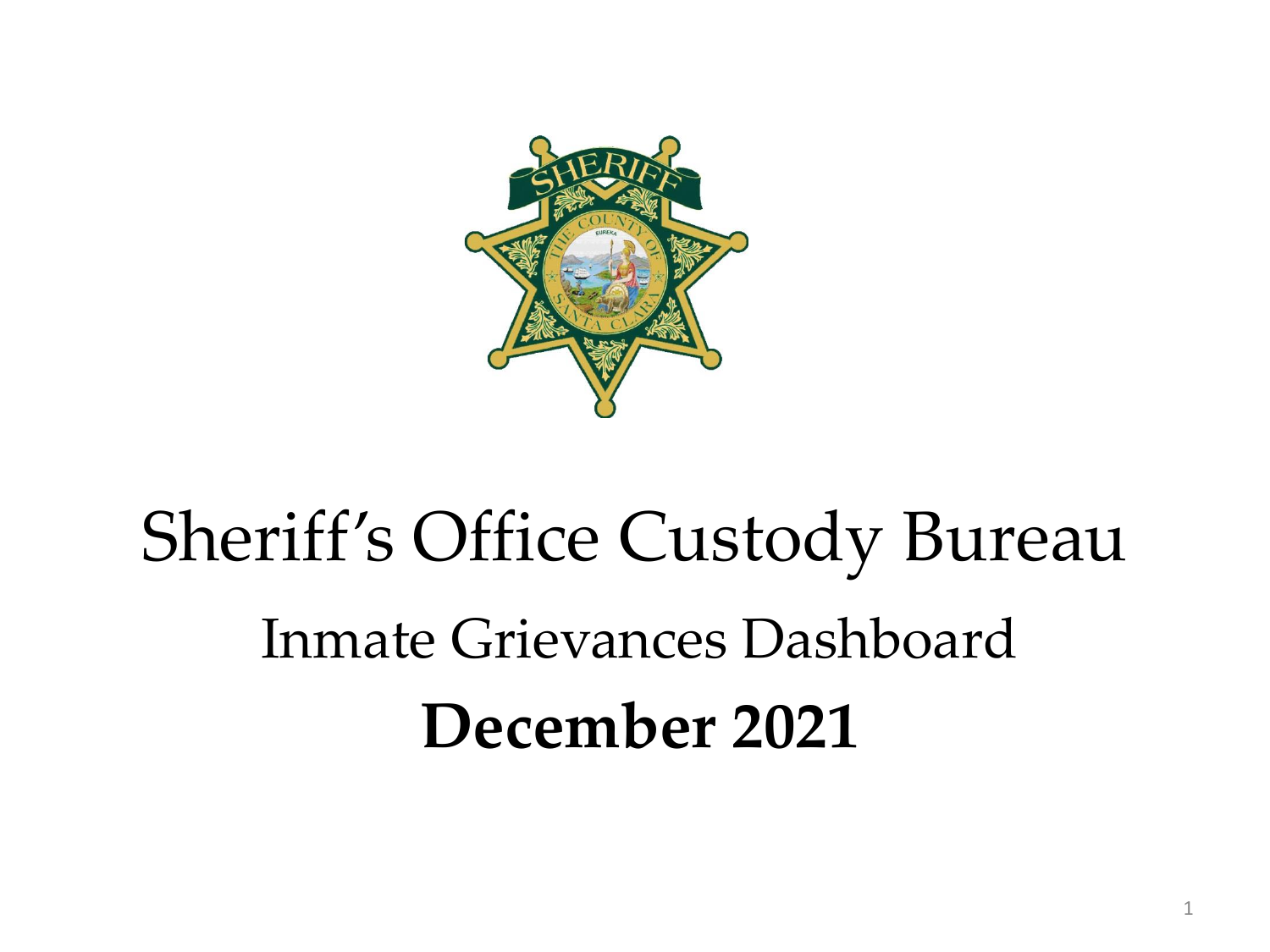# Sheriff's Office Custody Bureau

## Inmate Grievances Dashboard

**December 2021**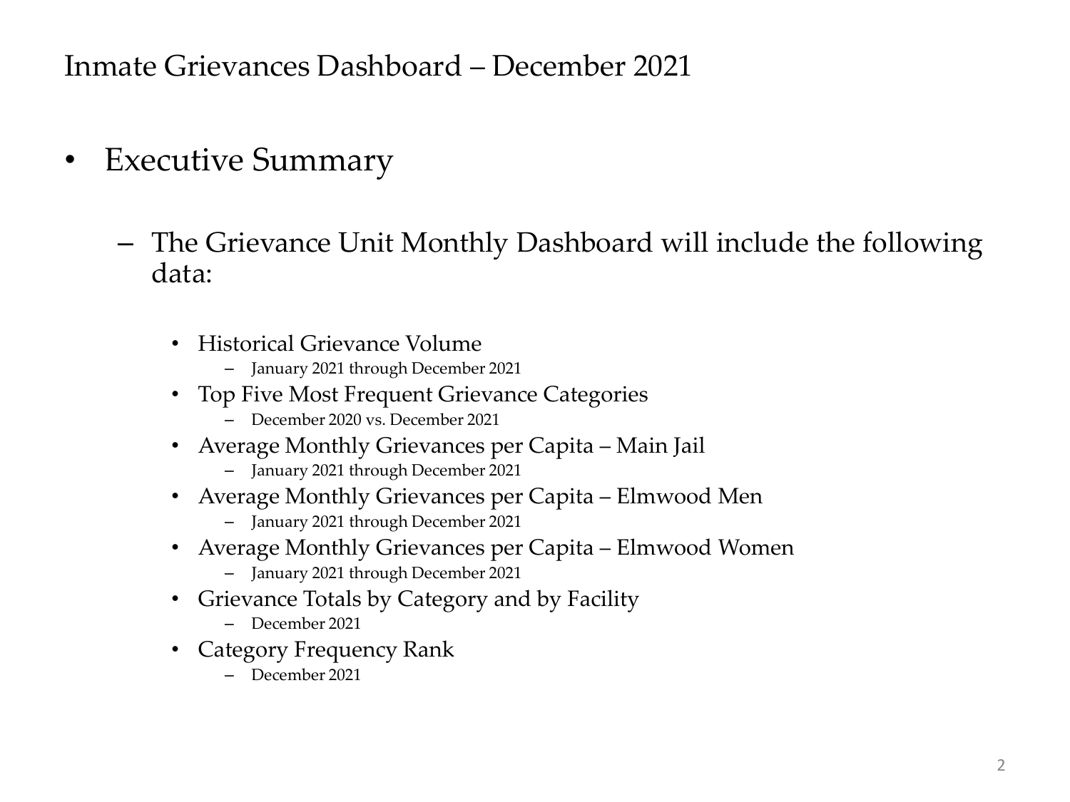# Inmate Grievances Dashboard – December 2021

- Executive Summary
  - The Grievance Unit Monthly Dashboard will include the following data:
    - Historical Grievance Volume
      - January 2021 through December 2021
    - Top Five Most Frequent Grievance Categories
      - December 2020 vs. December 2021
    - Average Monthly Grievances per Capita – Main Jail
      - January 2021 through December 2021
    - Average Monthly Grievances per Capita – Elmwood Men
      - January 2021 through December 2021
    - Average Monthly Grievances per Capita – Elmwood Women
      - January 2021 through December 2021
    - Grievance Totals by Category and by Facility
      - December 2021
    - Category Frequency Rank
      - December 2021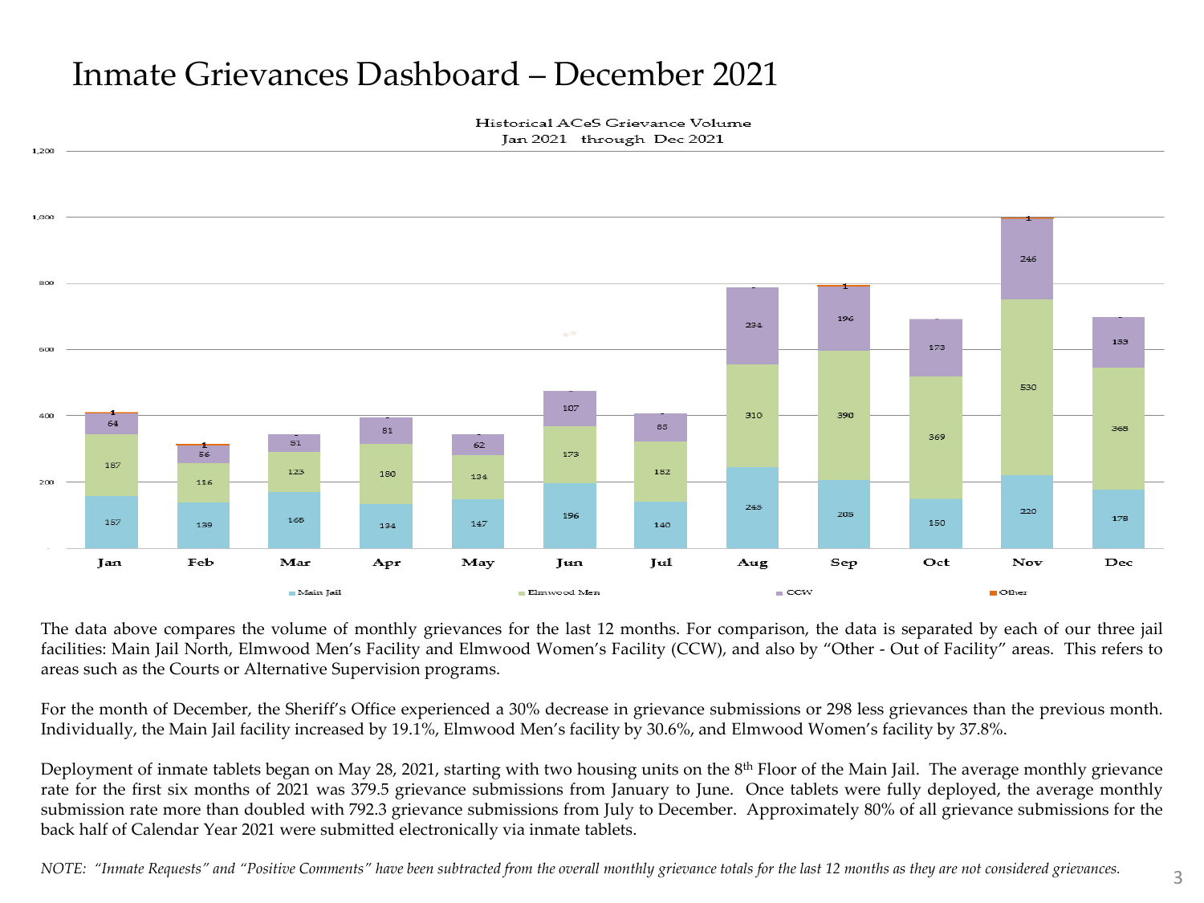# Inmate Grievances Dashboard – December 2021

Historical ACeS Grievance Volume
Jan 2021 through Dec 2021

| Month | Main Jail | Elmwood Men | CCW | Other |
|---|---|---|---|---|
| Jan | 157 | 187 | 64 | 1 |
| Feb | 139 | 116 | 56 | 1 |
| Mar | 168 | 123 | 51 | |
| Apr | 134 | 180 | 81 | |
| May | 147 | 134 | 62 | |
| Jun | 196 | 173 | 107 | |
| Jul | 140 | 182 | 85 | |
| Aug | 245 | 310 | 234 | |
| Sep | 205 | 390 | 196 | 1 |
| Oct | 150 | 369 | 173 | |
| Nov | 220 | 530 | 246 | 1 |
| Dec | 178 | 368 | 153 | |

The data above compares the volume of monthly grievances for the last 12 months. For comparison, the data is separated by each of our three jail facilities: Main Jail North, Elmwood Men's Facility and Elmwood Women's Facility (CCW), and also by "Other - Out of Facility" areas. This refers to areas such as the Courts or Alternative Supervision programs.

For the month of December, the Sheriff's Office experienced a 30% decrease in grievance submissions or 298 less grievances than the previous month. Individually, the Main Jail facility increased by 19.1%, Elmwood Men's facility by 30.6%, and Elmwood Women's facility by 37.8%.

Deployment of inmate tablets began on May 28, 2021, starting with two housing units on the 8th Floor of the Main Jail. The average monthly grievance rate for the first six months of 2021 was 379.5 grievance submissions from January to June. Once tablets were fully deployed, the average monthly submission rate more than doubled with 792.3 grievance submissions from July to December. Approximately 80% of all grievance submissions for the back half of Calendar Year 2021 were submitted electronically via inmate tablets.

*NOTE: "Inmate Requests" and "Positive Comments" have been subtracted from the overall monthly grievance totals for the last 12 months as they are not considered grievances.*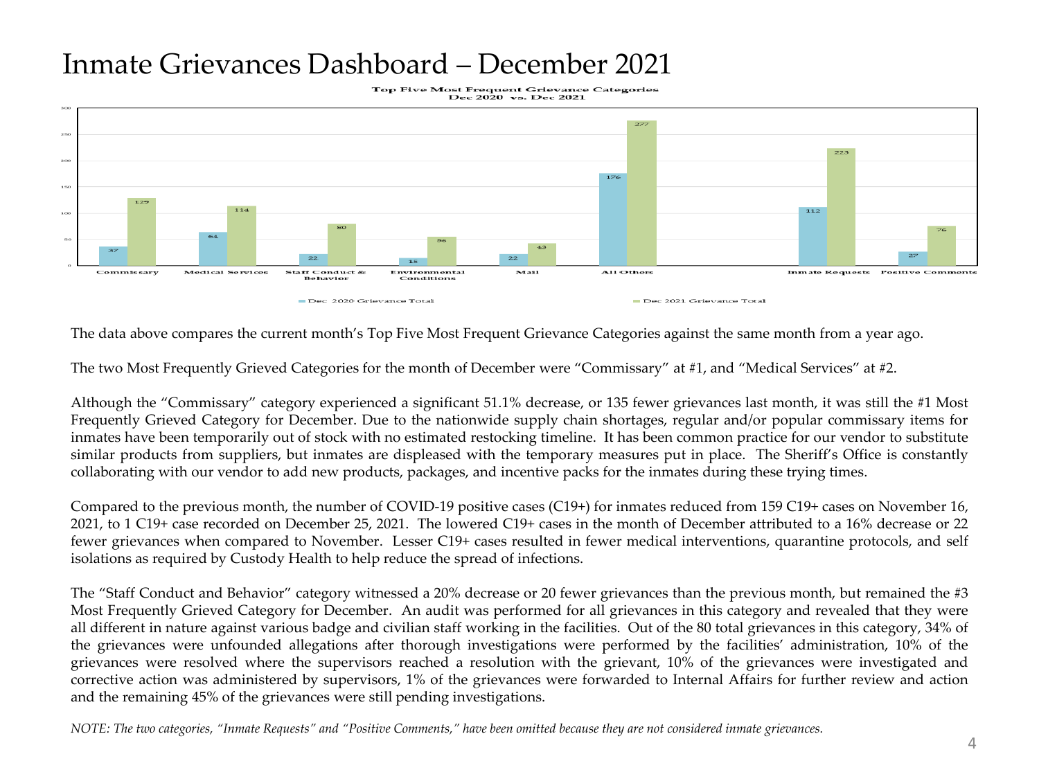# Inmate Grievances Dashboard – December 2021

**Top Five Most Frequent Grievance Categories**
**Dec 2020 vs. Dec 2021**

| Category | Dec 2020 Grievance Total | Dec 2021 Grievance Total |
|---|---|---|
| Commissary | 37 | 129 |
| Medical Services | 64 | 114 |
| Staff Conduct & Behavior | 22 | 80 |
| Environmental Conditions | 15 | 56 |
| Mail | 22 | 43 |
| All Others | 176 | 277 |
| Inmate Requests | 112 | 223 |
| Positive Comments | 27 | 76 |

The data above compares the current month's Top Five Most Frequent Grievance Categories against the same month from a year ago.

The two Most Frequently Grieved Categories for the month of December were "Commissary" at #1, and "Medical Services" at #2.

Although the "Commissary" category experienced a significant 51.1% decrease, or 135 fewer grievances last month, it was still the #1 Most Frequently Grieved Category for December. Due to the nationwide supply chain shortages, regular and/or popular commissary items for inmates have been temporarily out of stock with no estimated restocking timeline. It has been common practice for our vendor to substitute similar products from suppliers, but inmates are displeased with the temporary measures put in place. The Sheriff's Office is constantly collaborating with our vendor to add new products, packages, and incentive packs for the inmates during these trying times.

Compared to the previous month, the number of COVID-19 positive cases (C19+) for inmates reduced from 159 C19+ cases on November 16, 2021, to 1 C19+ case recorded on December 25, 2021. The lowered C19+ cases in the month of December attributed to a 16% decrease or 22 fewer grievances when compared to November. Lesser C19+ cases resulted in fewer medical interventions, quarantine protocols, and self isolations as required by Custody Health to help reduce the spread of infections.

The "Staff Conduct and Behavior" category witnessed a 20% decrease or 20 fewer grievances than the previous month, but remained the #3 Most Frequently Grieved Category for December. An audit was performed for all grievances in this category and revealed that they were all different in nature against various badge and civilian staff working in the facilities. Out of the 80 total grievances in this category, 34% of the grievances were unfounded allegations after thorough investigations were performed by the facilities' administration, 10% of the grievances were resolved where the supervisors reached a resolution with the grievant, 10% of the grievances were investigated and corrective action was administered by supervisors, 1% of the grievances were forwarded to Internal Affairs for further review and action and the remaining 45% of the grievances were still pending investigations.

*NOTE: The two categories, "Inmate Requests" and "Positive Comments," have been omitted because they are not considered inmate grievances.*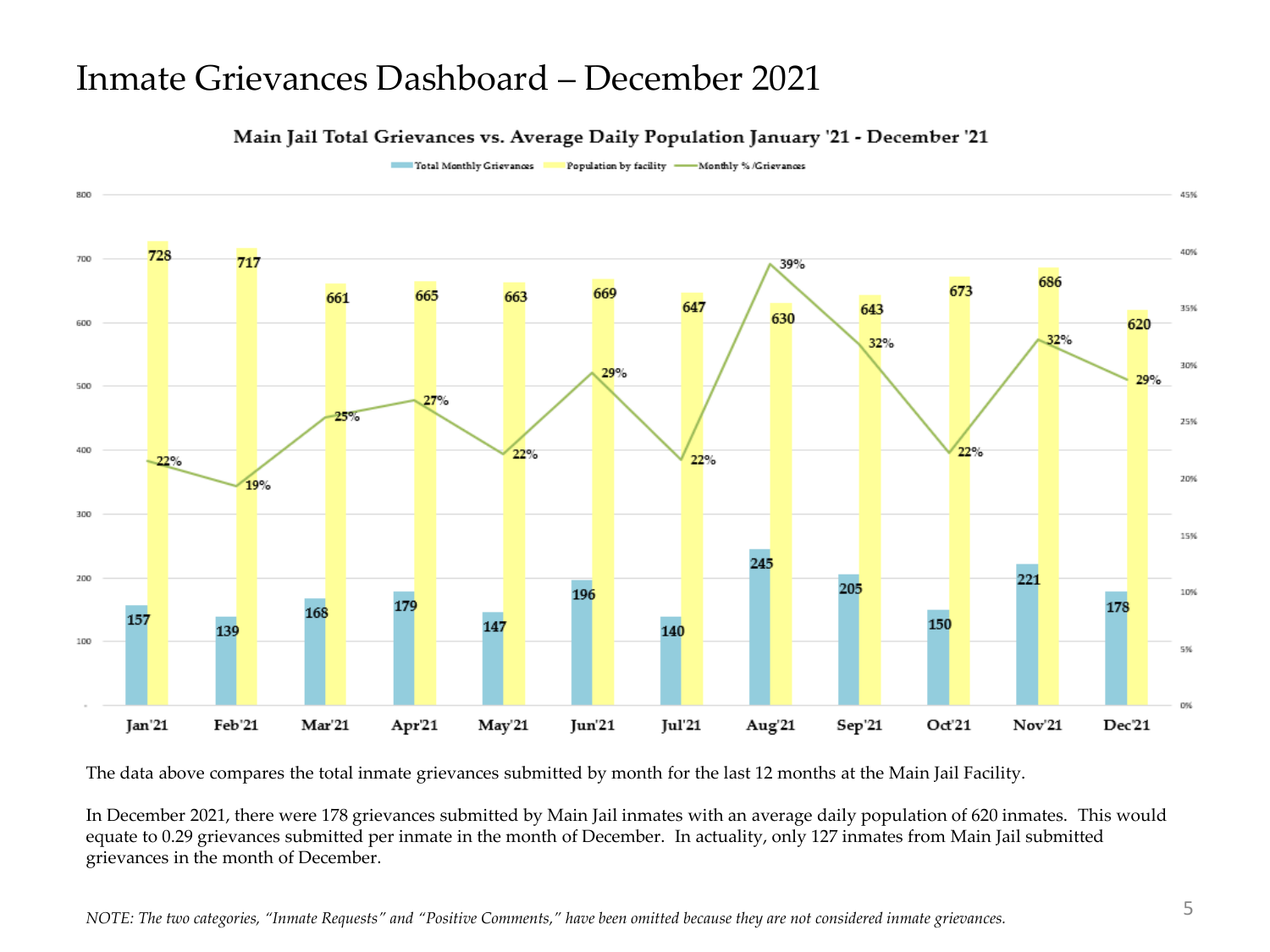# Inmate Grievances Dashboard – December 2021

**Main Jail Total Grievances vs. Average Daily Population January '21 - December '21**

| Month | Total Monthly Grievances | Population by facility | Monthly % /Grievances |
|---|---|---|---|
| Jan'21 | 157 | 728 | 22% |
| Feb'21 | 139 | 717 | 19% |
| Mar'21 | 168 | 661 | 25% |
| Apr'21 | 179 | 665 | 27% |
| May'21 | 147 | 663 | 22% |
| Jun'21 | 196 | 669 | 29% |
| Jul'21 | 140 | 647 | 22% |
| Aug'21 | 245 | 630 | 39% |
| Sep'21 | 205 | 643 | 32% |
| Oct'21 | 150 | 673 | 22% |
| Nov'21 | 221 | 686 | 32% |
| Dec'21 | 178 | 620 | 29% |

The data above compares the total inmate grievances submitted by month for the last 12 months at the Main Jail Facility.

In December 2021, there were 178 grievances submitted by Main Jail inmates with an average daily population of 620 inmates. This would equate to 0.29 grievances submitted per inmate in the month of December. In actuality, only 127 inmates from Main Jail submitted grievances in the month of December.

*NOTE: The two categories, "Inmate Requests" and "Positive Comments," have been omitted because they are not considered inmate grievances.*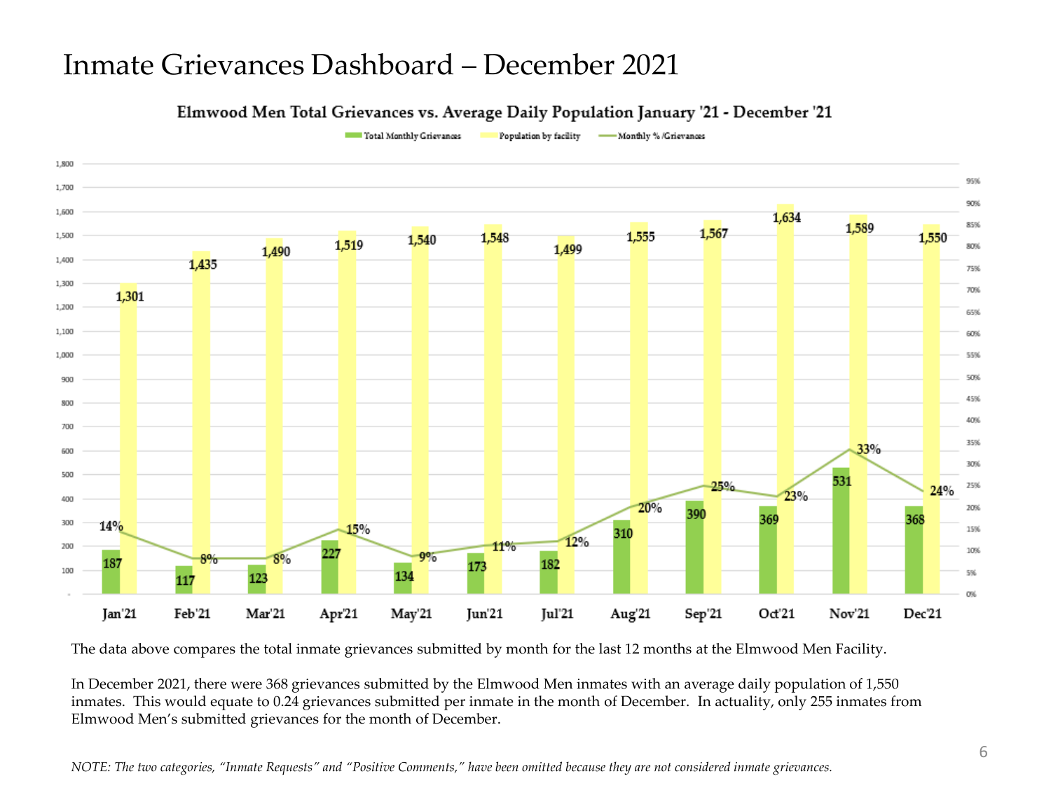# Inmate Grievances Dashboard – December 2021

**Elmwood Men Total Grievances vs. Average Daily Population January '21 - December '21**

| Month | Total Monthly Grievances | Population by facility | Monthly % /Grievances |
|---|---|---|---|
| Jan'21 | 187 | 1,301 | 14% |
| Feb'21 | 117 | 1,435 | 8% |
| Mar'21 | 123 | 1,490 | 8% |
| Apr'21 | 227 | 1,519 | 15% |
| May'21 | 134 | 1,540 | 9% |
| Jun'21 | 173 | 1,548 | 11% |
| Jul'21 | 182 | 1,499 | 12% |
| Aug'21 | 310 | 1,555 | 20% |
| Sep'21 | 390 | 1,567 | 25% |
| Oct'21 | 369 | 1,634 | 23% |
| Nov'21 | 531 | 1,589 | 33% |
| Dec'21 | 368 | 1,550 | 24% |

The data above compares the total inmate grievances submitted by month for the last 12 months at the Elmwood Men Facility.

In December 2021, there were 368 grievances submitted by the Elmwood Men inmates with an average daily population of 1,550 inmates. This would equate to 0.24 grievances submitted per inmate in the month of December. In actuality, only 255 inmates from Elmwood Men's submitted grievances for the month of December.

*NOTE: The two categories, "Inmate Requests" and "Positive Comments," have been omitted because they are not considered inmate grievances.*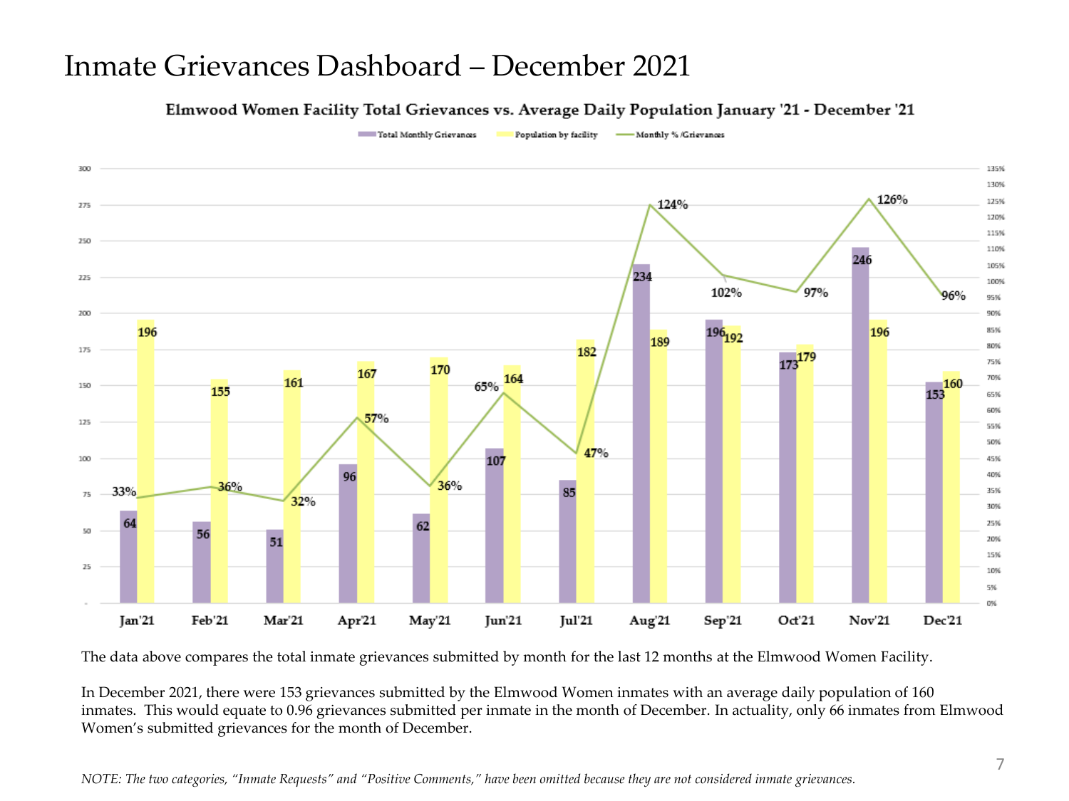# Inmate Grievances Dashboard – December 2021

**Elmwood Women Facility Total Grievances vs. Average Daily Population January '21 - December '21**

| Month | Total Monthly Grievances | Population by facility | Monthly % /Grievances |
|---|---|---|---|
| Jan'21 | 64 | 196 | 33% |
| Feb'21 | 56 | 155 | 36% |
| Mar'21 | 51 | 161 | 32% |
| Apr'21 | 96 | 167 | 57% |
| May'21 | 62 | 170 | 36% |
| Jun'21 | 107 | 164 | 65% |
| Jul'21 | 85 | 182 | 47% |
| Aug'21 | 234 | 189 | 124% |
| Sep'21 | 196 | 192 | 102% |
| Oct'21 | 173 | 179 | 97% |
| Nov'21 | 246 | 196 | 126% |
| Dec'21 | 153 | 160 | 96% |

The data above compares the total inmate grievances submitted by month for the last 12 months at the Elmwood Women Facility.

In December 2021, there were 153 grievances submitted by the Elmwood Women inmates with an average daily population of 160 inmates. This would equate to 0.96 grievances submitted per inmate in the month of December. In actuality, only 66 inmates from Elmwood Women's submitted grievances for the month of December.

*NOTE: The two categories, "Inmate Requests" and "Positive Comments," have been omitted because they are not considered inmate grievances.*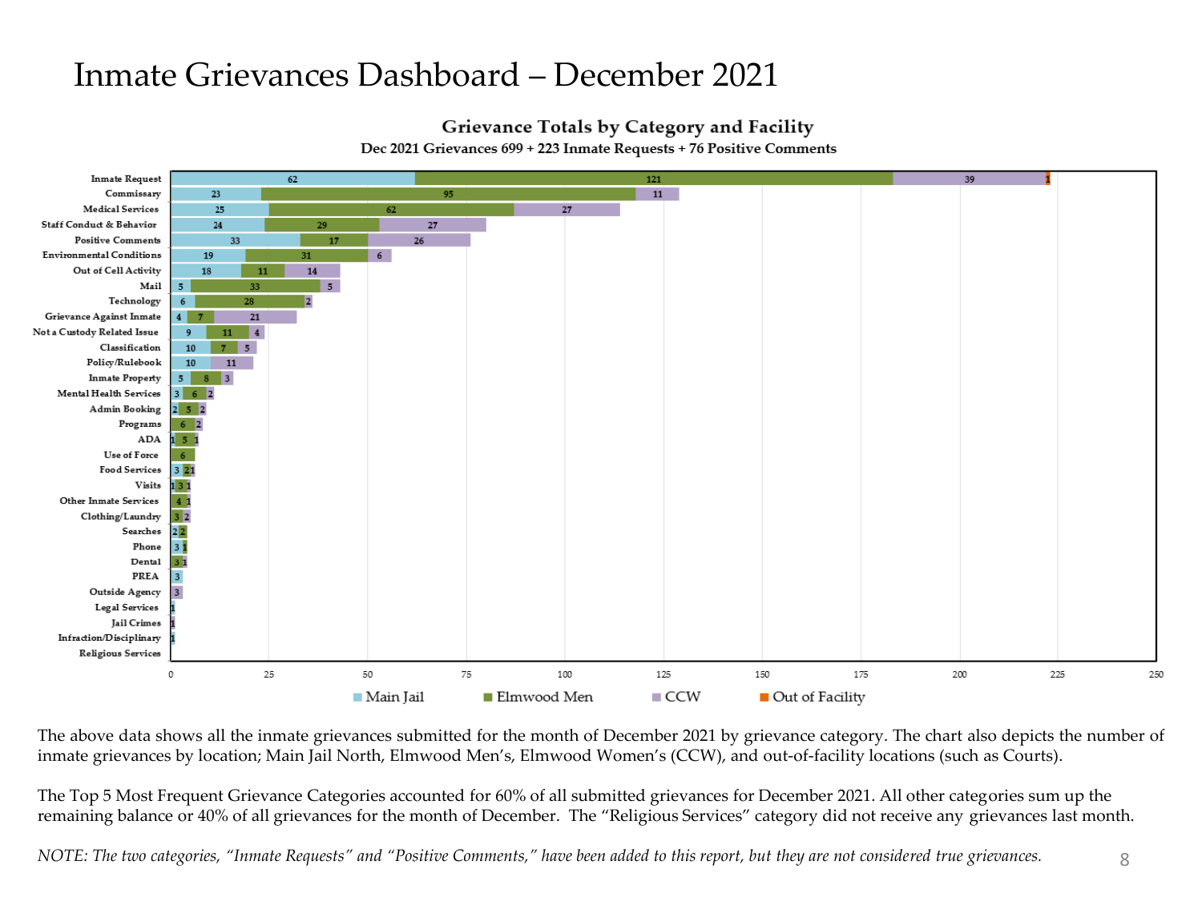# Inmate Grievances Dashboard – December 2021

**Grievance Totals by Category and Facility**

**Dec 2021 Grievances 699 + 223 Inmate Requests + 76 Positive Comments**

| Category | Main Jail | Elmwood Men | CCW | Out of Facility |
|---|---|---|---|---|
| Inmate Request | 62 | 121 | 39 | 1 |
| Commissary | 23 | 95 | 11 | |
| Medical Services | 25 | 62 | 27 | |
| Staff Conduct & Behavior | 24 | 29 | 27 | |
| Positive Comments | 33 | 17 | 26 | |
| Environmental Conditions | 19 | 31 | 6 | |
| Out of Cell Activity | 18 | 11 | 14 | |
| Mail | 5 | 33 | 5 | |
| Technology | 6 | 28 | 2 | |
| Grievance Against Inmate | 4 | 7 | 21 | |
| Not a Custody Related Issue | 9 | 11 | 4 | |
| Classification | 10 | 7 | 5 | |
| Policy/Rulebook | 10 | | 11 | |
| Inmate Property | 5 | 8 | 3 | |
| Mental Health Services | 3 | 6 | 2 | |
| Admin Booking | 2 | 5 | 2 | |
| Programs | | 6 | 2 | |
| ADA | 1 | 5 | 1 | |
| Use of Force | | 6 | | |
| Food Services | 3 | 2 | 1 | |
| Visits | 1 | 3 | 1 | |
| Other Inmate Services | | 4 | 1 | |
| Clothing/Laundry | | 3 | 2 | |
| Searches | 2 | 2 | | |
| Phone | 3 | 1 | | |
| Dental | | 3 | 1 | |
| PREA | 3 | | | |
| Outside Agency | | | 3 | |
| Legal Services | 1 | | | |
| Jail Crimes | | | 1 | |
| Infraction/Disciplinary | 1 | | | |
| Religious Services | | | | |

The above data shows all the inmate grievances submitted for the month of December 2021 by grievance category. The chart also depicts the number of inmate grievances by location; Main Jail North, Elmwood Men's, Elmwood Women's (CCW), and out-of-facility locations (such as Courts).

The Top 5 Most Frequent Grievance Categories accounted for 60% of all submitted grievances for December 2021. All other categories sum up the remaining balance or 40% of all grievances for the month of December. The "Religious Services" category did not receive any grievances last month.

*NOTE: The two categories, "Inmate Requests" and "Positive Comments," have been added to this report, but they are not considered true grievances.*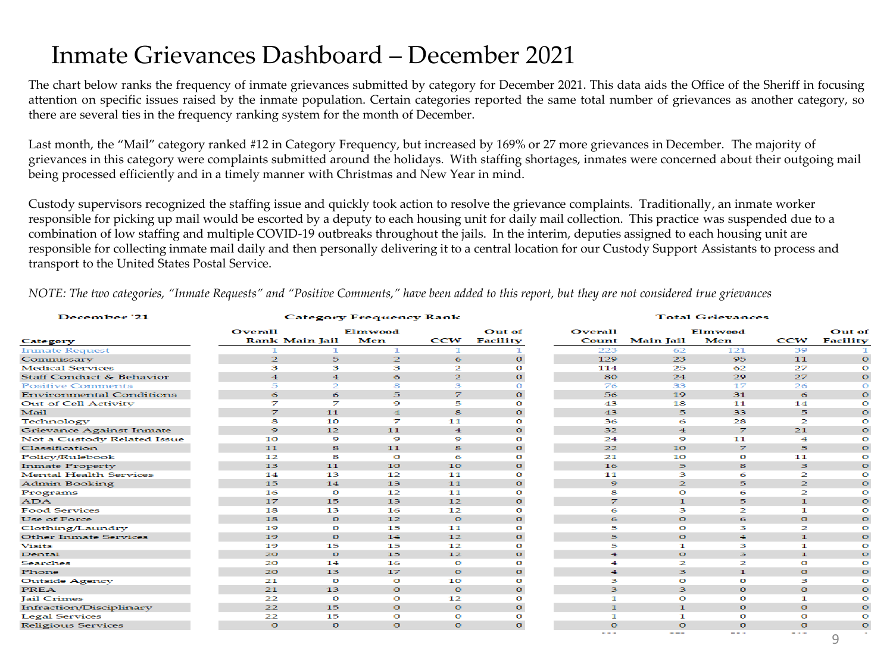# Inmate Grievances Dashboard – December 2021

The chart below ranks the frequency of inmate grievances submitted by category for December 2021. This data aids the Office of the Sheriff in focusing attention on specific issues raised by the inmate population. Certain categories reported the same total number of grievances as another category, so there are several ties in the frequency ranking system for the month of December.

Last month, the "Mail" category ranked #12 in Category Frequency, but increased by 169% or 27 more grievances in December. The majority of grievances in this category were complaints submitted around the holidays. With staffing shortages, inmates were concerned about their outgoing mail being processed efficiently and in a timely manner with Christmas and New Year in mind.

Custody supervisors recognized the staffing issue and quickly took action to resolve the grievance complaints. Traditionally, an inmate worker responsible for picking up mail would be escorted by a deputy to each housing unit for daily mail collection. This practice was suspended due to a combination of low staffing and multiple COVID-19 outbreaks throughout the jails. In the interim, deputies assigned to each housing unit are responsible for collecting inmate mail daily and then personally delivering it to a central location for our Custody Support Assistants to process and transport to the United States Postal Service.

*NOTE: The two categories, "Inmate Requests" and "Positive Comments," have been added to this report, but they are not considered true grievances*

| December '21 | Category Frequency Rank | | | | | Total Grievances | | | | |
|---|---|---|---|---|---|---|---|---|---|---|
| Category | Overall Rank | Main Jail | Elmwood Men | CCW | Out of Facility | Overall Count | Main Jail | Elmwood Men | CCW | Out of Facility |
| Inmate Request | 1 | 1 | 1 | 1 | 1 | 223 | 62 | 121 | 39 | 1 |
| Commissary | 2 | 5 | 2 | 6 | 0 | 129 | 23 | 95 | 11 | 0 |
| Medical Services | 3 | 3 | 3 | 2 | 0 | 114 | 25 | 62 | 27 | 0 |
| Staff Conduct & Behavior | 4 | 4 | 6 | 2 | 0 | 80 | 24 | 29 | 27 | 0 |
| Positive Comments | 5 | 2 | 8 | 3 | 0 | 76 | 33 | 17 | 26 | 0 |
| Environmental Conditions | 6 | 6 | 5 | 7 | 0 | 56 | 19 | 31 | 6 | 0 |
| Out of Cell Activity | 7 | 7 | 9 | 5 | 0 | 43 | 18 | 11 | 14 | 0 |
| Mail | 7 | 11 | 4 | 8 | 0 | 43 | 5 | 33 | 5 | 0 |
| Technology | 8 | 10 | 7 | 11 | 0 | 36 | 6 | 28 | 2 | 0 |
| Grievance Against Inmate | 9 | 12 | 11 | 4 | 0 | 32 | 4 | 7 | 21 | 0 |
| Not a Custody Related Issue | 10 | 9 | 9 | 9 | 0 | 24 | 9 | 11 | 4 | 0 |
| Classification | 11 | 8 | 11 | 8 | 0 | 22 | 10 | 7 | 5 | 0 |
| Policy/Rulebook | 12 | 8 | 0 | 6 | 0 | 21 | 10 | 0 | 11 | 0 |
| Inmate Property | 13 | 11 | 10 | 10 | 0 | 16 | 5 | 8 | 3 | 0 |
| Mental Health Services | 14 | 13 | 12 | 11 | 0 | 11 | 3 | 6 | 2 | 0 |
| Admin Booking | 15 | 14 | 13 | 11 | 0 | 9 | 2 | 5 | 2 | 0 |
| Programs | 16 | 0 | 12 | 11 | 0 | 8 | 0 | 6 | 2 | 0 |
| ADA | 17 | 15 | 13 | 12 | 0 | 7 | 1 | 5 | 1 | 0 |
| Food Services | 18 | 13 | 16 | 12 | 0 | 6 | 3 | 2 | 1 | 0 |
| Use of Force | 18 | 0 | 12 | 0 | 0 | 6 | 0 | 6 | 0 | 0 |
| Clothing/Laundry | 19 | 0 | 15 | 11 | 0 | 5 | 0 | 3 | 2 | 0 |
| Other Inmate Services | 19 | 0 | 14 | 12 | 0 | 5 | 0 | 4 | 1 | 0 |
| Visits | 19 | 15 | 15 | 12 | 0 | 5 | 1 | 3 | 1 | 0 |
| Dental | 20 | 0 | 15 | 12 | 0 | 4 | 0 | 3 | 1 | 0 |
| Searches | 20 | 14 | 16 | 0 | 0 | 4 | 2 | 2 | 0 | 0 |
| Phone | 20 | 13 | 17 | 0 | 0 | 4 | 3 | 1 | 0 | 0 |
| Outside Agency | 21 | 0 | 0 | 10 | 0 | 3 | 0 | 0 | 3 | 0 |
| PREA | 21 | 13 | 0 | 0 | 0 | 3 | 3 | 0 | 0 | 0 |
| Jail Crimes | 22 | 0 | 0 | 12 | 0 | 1 | 0 | 0 | 1 | 0 |
| Infraction/Disciplinary | 22 | 15 | 0 | 0 | 0 | 1 | 1 | 0 | 0 | 0 |
| Legal Services | 22 | 15 | 0 | 0 | 0 | 1 | 1 | 0 | 0 | 0 |
| Religious Services | 0 | 0 | 0 | 0 | 0 | 0 | 0 | 0 | 0 | 0 |